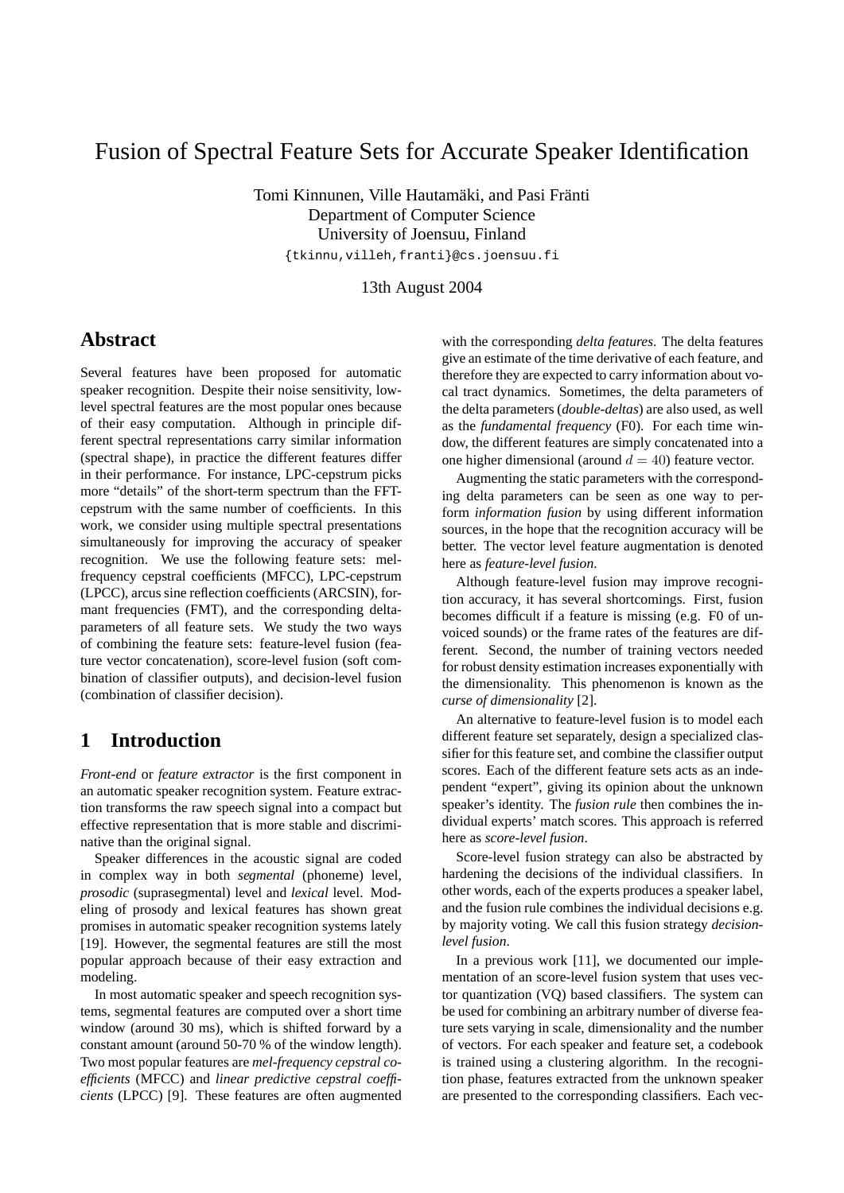# Fusion of Spectral Feature Sets for Accurate Speaker Identification

Tomi Kinnunen, Ville Hautamäki, and Pasi Fränti
Department of Computer Science
University of Joensuu, Finland
{tkinnu,villeh,franti}@cs.joensuu.fi

13th August 2004

## Abstract

Several features have been proposed for automatic speaker recognition. Despite their noise sensitivity, low-level spectral features are the most popular ones because of their easy computation. Although in principle different spectral representations carry similar information (spectral shape), in practice the different features differ in their performance. For instance, LPC-cepstrum picks more "details" of the short-term spectrum than the FFT-cepstrum with the same number of coefficients. In this work, we consider using multiple spectral presentations simultaneously for improving the accuracy of speaker recognition. We use the following feature sets: mel-frequency cepstral coefficients (MFCC), LPC-cepstrum (LPCC), arcus sine reflection coefficients (ARCSIN), formant frequencies (FMT), and the corresponding delta-parameters of all feature sets. We study the two ways of combining the feature sets: feature-level fusion (feature vector concatenation), score-level fusion (soft combination of classifier outputs), and decision-level fusion (combination of classifier decision).

## 1 Introduction

*Front-end* or *feature extractor* is the first component in an automatic speaker recognition system. Feature extraction transforms the raw speech signal into a compact but effective representation that is more stable and discriminative than the original signal.

Speaker differences in the acoustic signal are coded in complex way in both *segmental* (phoneme) level, *prosodic* (suprasegmental) level and *lexical* level. Modeling of prosody and lexical features has shown great promises in automatic speaker recognition systems lately [19]. However, the segmental features are still the most popular approach because of their easy extraction and modeling.

In most automatic speaker and speech recognition systems, segmental features are computed over a short time window (around 30 ms), which is shifted forward by a constant amount (around 50-70 % of the window length). Two most popular features are *mel-frequency cepstral coefficients* (MFCC) and *linear predictive cepstral coefficients* (LPCC) [9]. These features are often augmented with the corresponding *delta features*. The delta features give an estimate of the time derivative of each feature, and therefore they are expected to carry information about vocal tract dynamics. Sometimes, the delta parameters of the delta parameters (*double-deltas*) are also used, as well as the *fundamental frequency* (F0). For each time window, the different features are simply concatenated into a one higher dimensional (around $d = 40$) feature vector.

Augmenting the static parameters with the corresponding delta parameters can be seen as one way to perform *information fusion* by using different information sources, in the hope that the recognition accuracy will be better. The vector level feature augmentation is denoted here as *feature-level fusion*.

Although feature-level fusion may improve recognition accuracy, it has several shortcomings. First, fusion becomes difficult if a feature is missing (e.g. F0 of unvoiced sounds) or the frame rates of the features are different. Second, the number of training vectors needed for robust density estimation increases exponentially with the dimensionality. This phenomenon is known as the *curse of dimensionality* [2].

An alternative to feature-level fusion is to model each different feature set separately, design a specialized classifier for this feature set, and combine the classifier output scores. Each of the different feature sets acts as an independent "expert", giving its opinion about the unknown speaker's identity. The *fusion rule* then combines the individual experts' match scores. This approach is referred here as *score-level fusion*.

Score-level fusion strategy can also be abstracted by hardening the decisions of the individual classifiers. In other words, each of the experts produces a speaker label, and the fusion rule combines the individual decisions e.g. by majority voting. We call this fusion strategy *decision-level fusion*.

In a previous work [11], we documented our implementation of an score-level fusion system that uses vector quantization (VQ) based classifiers. The system can be used for combining an arbitrary number of diverse feature sets varying in scale, dimensionality and the number of vectors. For each speaker and feature set, a codebook is trained using a clustering algorithm. In the recognition phase, features extracted from the unknown speaker are presented to the corresponding classifiers. Each vec-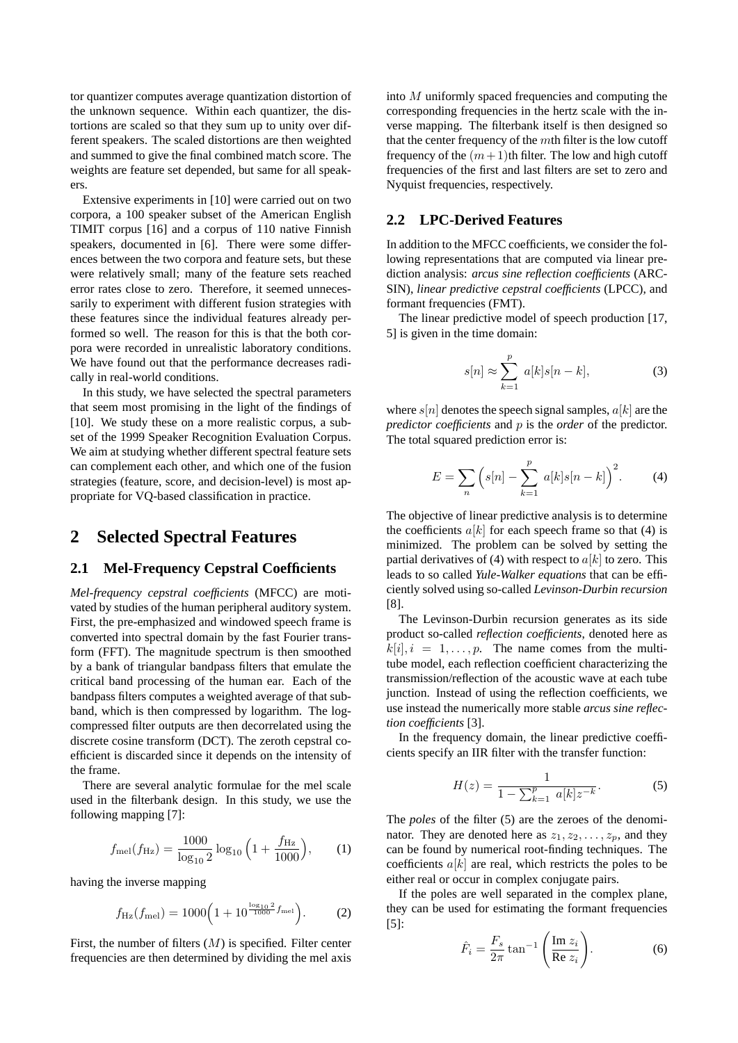tor quantizer computes average quantization distortion of the unknown sequence. Within each quantizer, the distortions are scaled so that they sum up to unity over different speakers. The scaled distortions are then weighted and summed to give the final combined match score. The weights are feature set depended, but same for all speakers.

Extensive experiments in [10] were carried out on two corpora, a 100 speaker subset of the American English TIMIT corpus [16] and a corpus of 110 native Finnish speakers, documented in [6]. There were some differences between the two corpora and feature sets, but these were relatively small; many of the feature sets reached error rates close to zero. Therefore, it seemed unnecessarily to experiment with different fusion strategies with these features since the individual features already performed so well. The reason for this is that the both corpora were recorded in unrealistic laboratory conditions. We have found out that the performance decreases radically in real-world conditions.

In this study, we have selected the spectral parameters that seem most promising in the light of the findings of [10]. We study these on a more realistic corpus, a subset of the 1999 Speaker Recognition Evaluation Corpus. We aim at studying whether different spectral feature sets can complement each other, and which one of the fusion strategies (feature, score, and decision-level) is most appropriate for VQ-based classification in practice.

## 2 Selected Spectral Features

### 2.1 Mel-Frequency Cepstral Coefficients

*Mel-frequency cepstral coefficients* (MFCC) are motivated by studies of the human peripheral auditory system. First, the pre-emphasized and windowed speech frame is converted into spectral domain by the fast Fourier transform (FFT). The magnitude spectrum is then smoothed by a bank of triangular bandpass filters that emulate the critical band processing of the human ear. Each of the bandpass filters computes a weighted average of that subband, which is then compressed by logarithm. The log-compressed filter outputs are then decorrelated using the discrete cosine transform (DCT). The zeroth cepstral coefficient is discarded since it depends on the intensity of the frame.

There are several analytic formulae for the mel scale used in the filterbank design. In this study, we use the following mapping [7]:

$$f_{\text{mel}}(f_{\text{Hz}}) = \frac{1000}{\log_{10} 2} \log_{10}\Big(1 + \frac{f_{\text{Hz}}}{1000}\Big), \qquad (1)$$

having the inverse mapping

$$f_{\text{Hz}}(f_{\text{mel}}) = 1000\Big(1 + 10^{\frac{\log_{10} 2}{1000} f_{\text{mel}}}\Big). \qquad (2)$$

First, the number of filters ($M$) is specified. Filter center frequencies are then determined by dividing the mel axis into $M$ uniformly spaced frequencies and computing the corresponding frequencies in the hertz scale with the inverse mapping. The filterbank itself is then designed so that the center frequency of the $m$th filter is the low cutoff frequency of the $(m+1)$th filter. The low and high cutoff frequencies of the first and last filters are set to zero and Nyquist frequencies, respectively.

### 2.2 LPC-Derived Features

In addition to the MFCC coefficients, we consider the following representations that are computed via linear prediction analysis: *arcus sine reflection coefficients* (ARCSIN), *linear predictive cepstral coefficients* (LPCC), and formant frequencies (FMT).

The linear predictive model of speech production [17, 5] is given in the time domain:

$$s[n] \approx \sum_{k=1}^{p} a[k] s[n-k], \qquad (3)$$

where $s[n]$ denotes the speech signal samples, $a[k]$ are the *predictor coefficients* and $p$ is the *order* of the predictor. The total squared prediction error is:

$$E = \sum_{n} \Big(s[n] - \sum_{k=1}^{p} a[k] s[n-k]\Big)^2. \qquad (4)$$

The objective of linear predictive analysis is to determine the coefficients $a[k]$ for each speech frame so that (4) is minimized. The problem can be solved by setting the partial derivatives of (4) with respect to $a[k]$ to zero. This leads to so called *Yule-Walker equations* that can be efficiently solved using so-called *Levinson-Durbin recursion* [8].

The Levinson-Durbin recursion generates as its side product so-called *reflection coefficients*, denoted here as $k[i], i = 1, \ldots, p$. The name comes from the multi-tube model, each reflection coefficient characterizing the transmission/reflection of the acoustic wave at each tube junction. Instead of using the reflection coefficients, we use instead the numerically more stable *arcus sine reflection coefficients* [3].

In the frequency domain, the linear predictive coefficients specify an IIR filter with the transfer function:

$$H(z) = \frac{1}{1 - \sum_{k=1}^{p} a[k] z^{-k}}. \qquad (5)$$

The *poles* of the filter (5) are the zeroes of the denominator. They are denoted here as $z_1, z_2, \ldots, z_p$, and they can be found by numerical root-finding techniques. The coefficients $a[k]$ are real, which restricts the poles to be either real or occur in complex conjugate pairs.

If the poles are well separated in the complex plane, they can be used for estimating the formant frequencies [5]:

$$\hat{F}_i = \frac{F_s}{2\pi} \tan^{-1}\left(\frac{\text{Im } z_i}{\text{Re } z_i}\right). \qquad (6)$$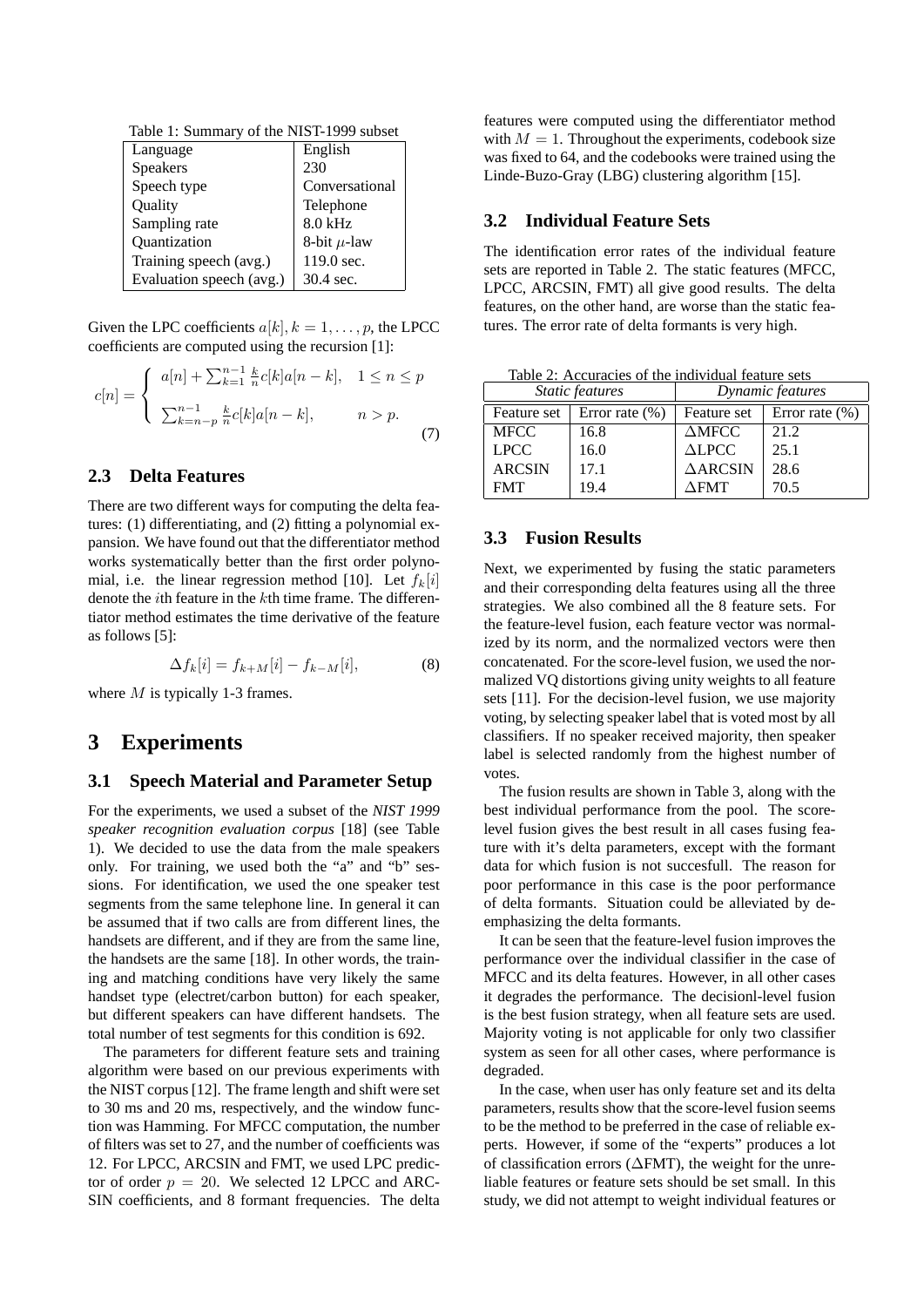Table 1: Summary of the NIST-1999 subset

| Language | English |
|---|---|
| Speakers | 230 |
| Speech type | Conversational |
| Quality | Telephone |
| Sampling rate | 8.0 kHz |
| Quantization | 8-bit $\mu$-law |
| Training speech (avg.) | 119.0 sec. |
| Evaluation speech (avg.) | 30.4 sec. |

Given the LPC coefficients $a[k], k = 1, \ldots, p$, the LPCC coefficients are computed using the recursion [1]:

$$c[n] = \begin{cases} a[n] + \sum_{k=1}^{n-1} \frac{k}{n} c[k] a[n-k], & 1 \leq n \leq p \\ \sum_{k=n-p}^{n-1} \frac{k}{n} c[k] a[n-k], & n > p. \end{cases} \tag{7}$$

### 2.3 Delta Features

There are two different ways for computing the delta features: (1) differentiating, and (2) fitting a polynomial expansion. We have found out that the differentiator method works systematically better than the first order polynomial, i.e. the linear regression method [10]. Let $f_k[i]$ denote the $i$th feature in the $k$th time frame. The differentiator method estimates the time derivative of the feature as follows [5]:

$$\Delta f_k[i] = f_{k+M}[i] - f_{k-M}[i], \tag{8}$$

where $M$ is typically 1-3 frames.

## 3 Experiments

### 3.1 Speech Material and Parameter Setup

For the experiments, we used a subset of the *NIST 1999 speaker recognition evaluation corpus* [18] (see Table 1). We decided to use the data from the male speakers only. For training, we used both the "a" and "b" sessions. For identification, we used the one speaker test segments from the same telephone line. In general it can be assumed that if two calls are from different lines, the handsets are different, and if they are from the same line, the handsets are the same [18]. In other words, the training and matching conditions have very likely the same handset type (electret/carbon button) for each speaker, but different speakers can have different handsets. The total number of test segments for this condition is 692.

The parameters for different feature sets and training algorithm were based on our previous experiments with the NIST corpus [12]. The frame length and shift were set to 30 ms and 20 ms, respectively, and the window function was Hamming. For MFCC computation, the number of filters was set to 27, and the number of coefficients was 12. For LPCC, ARCSIN and FMT, we used LPC predictor of order $p = 20$. We selected 12 LPCC and ARCSIN coefficients, and 8 formant frequencies. The delta features were computed using the differentiator method with $M = 1$. Throughout the experiments, codebook size was fixed to 64, and the codebooks were trained using the Linde-Buzo-Gray (LBG) clustering algorithm [15].

### 3.2 Individual Feature Sets

The identification error rates of the individual feature sets are reported in Table 2. The static features (MFCC, LPCC, ARCSIN, FMT) all give good results. The delta features, on the other hand, are worse than the static features. The error rate of delta formants is very high.

Table 2: Accuracies of the individual feature sets

| *Static features* | | *Dynamic features* | |
|---|---|---|---|
| Feature set | Error rate (%) | Feature set | Error rate (%) |
| MFCC | 16.8 | $\Delta$MFCC | 21.2 |
| LPCC | 16.0 | $\Delta$LPCC | 25.1 |
| ARCSIN | 17.1 | $\Delta$ARCSIN | 28.6 |
| FMT | 19.4 | $\Delta$FMT | 70.5 |

### 3.3 Fusion Results

Next, we experimented by fusing the static parameters and their corresponding delta features using all the three strategies. We also combined all the 8 feature sets. For the feature-level fusion, each feature vector was normalized by its norm, and the normalized vectors were then concatenated. For the score-level fusion, we used the normalized VQ distortions giving unity weights to all feature sets [11]. For the decision-level fusion, we use majority voting, by selecting speaker label that is voted most by all classifiers. If no speaker received majority, then speaker label is selected randomly from the highest number of votes.

The fusion results are shown in Table 3, along with the best individual performance from the pool. The score-level fusion gives the best result in all cases fusing feature with it's delta parameters, except with the formant data for which fusion is not succesfull. The reason for poor performance in this case is the poor performance of delta formants. Situation could be alleviated by deemphasizing the delta formants.

It can be seen that the feature-level fusion improves the performance over the individual classifier in the case of MFCC and its delta features. However, in all other cases it degrades the performance. The decisionl-level fusion is the best fusion strategy, when all feature sets are used. Majority voting is not applicable for only two classifier system as seen for all other cases, where performance is degraded.

In the case, when user has only feature set and its delta parameters, results show that the score-level fusion seems to be the method to be preferred in the case of reliable experts. However, if some of the "experts" produces a lot of classification errors ($\Delta$FMT), the weight for the unreliable features or feature sets should be set small. In this study, we did not attempt to weight individual features or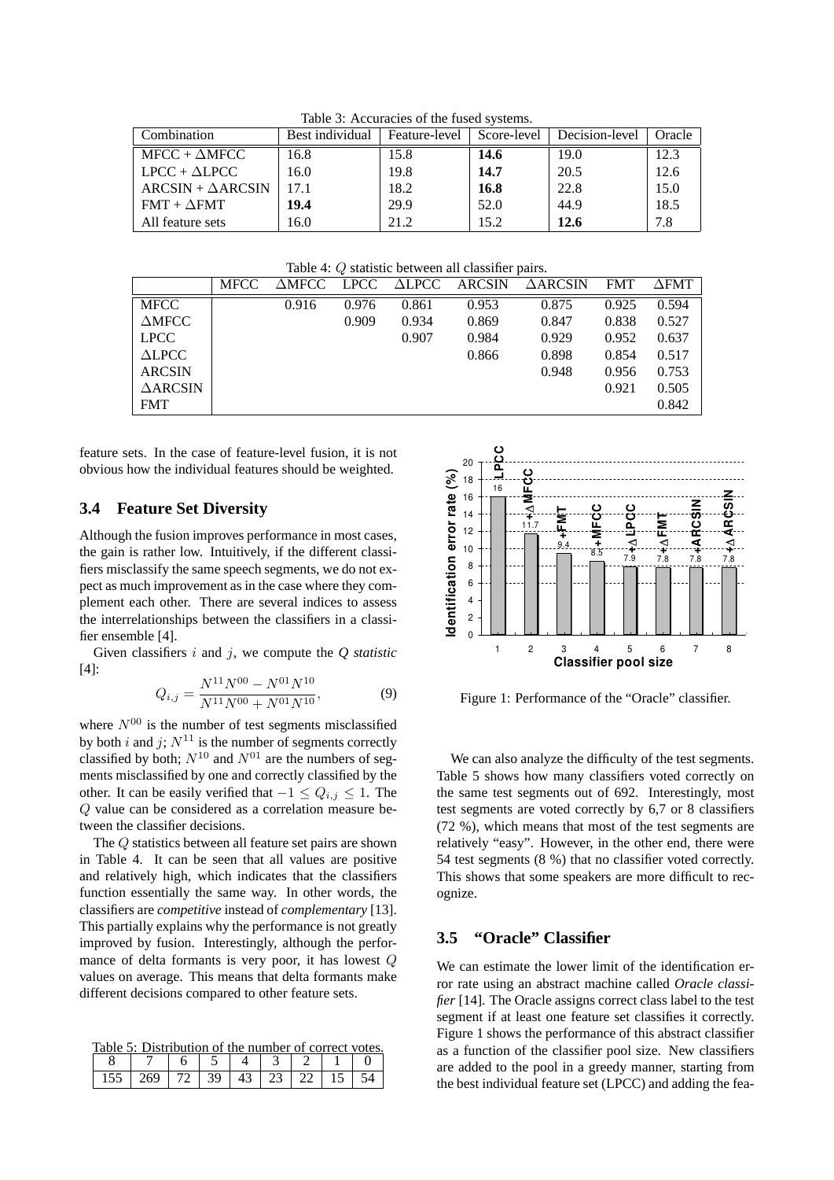Table 3: Accuracies of the fused systems.

| Combination | Best individual | Feature-level | Score-level | Decision-level | Oracle |
|---|---|---|---|---|---|
| MFCC + ΔMFCC | 16.8 | 15.8 | **14.6** | 19.0 | 12.3 |
| LPCC + ΔLPCC | 16.0 | 19.8 | **14.7** | 20.5 | 12.6 |
| ARCSIN + ΔARCSIN | 17.1 | 18.2 | **16.8** | 22.8 | 15.0 |
| FMT + ΔFMT | **19.4** | 29.9 | 52.0 | 44.9 | 18.5 |
| All feature sets | 16.0 | 21.2 | 15.2 | **12.6** | 7.8 |

Table 4: $Q$ statistic between all classifier pairs.

| | MFCC | ΔMFCC | LPCC | ΔLPCC | ARCSIN | ΔARCSIN | FMT | ΔFMT |
|---|---|---|---|---|---|---|---|---|
| MFCC | | 0.916 | 0.976 | 0.861 | 0.953 | 0.875 | 0.925 | 0.594 |
| ΔMFCC | | | 0.909 | 0.934 | 0.869 | 0.847 | 0.838 | 0.527 |
| LPCC | | | | 0.907 | 0.984 | 0.929 | 0.952 | 0.637 |
| ΔLPCC | | | | | 0.866 | 0.898 | 0.854 | 0.517 |
| ARCSIN | | | | | | 0.948 | 0.956 | 0.753 |
| ΔARCSIN | | | | | | | 0.921 | 0.505 |
| FMT | | | | | | | | 0.842 |

feature sets. In the case of feature-level fusion, it is not obvious how the individual features should be weighted.

### 3.4 Feature Set Diversity

Although the fusion improves performance in most cases, the gain is rather low. Intuitively, if the different classifiers misclassify the same speech segments, we do not expect as much improvement as in the case where they complement each other. There are several indices to assess the interrelationships between the classifiers in a classifier ensemble [4].

Given classifiers $i$ and $j$, we compute the *Q statistic* [4]:

$$Q_{i,j} = \frac{N^{11}N^{00} - N^{01}N^{10}}{N^{11}N^{00} + N^{01}N^{10}}, \tag{9}$$

where $N^{00}$ is the number of test segments misclassified by both $i$ and $j$; $N^{11}$ is the number of segments correctly classified by both; $N^{10}$ and $N^{01}$ are the numbers of segments misclassified by one and correctly classified by the other. It can be easily verified that $-1 \leq Q_{i,j} \leq 1$. The $Q$ value can be considered as a correlation measure between the classifier decisions.

The $Q$ statistics between all feature set pairs are shown in Table 4. It can be seen that all values are positive and relatively high, which indicates that the classifiers function essentially the same way. In other words, the classifiers are *competitive* instead of *complementary* [13]. This partially explains why the performance is not greatly improved by fusion. Interestingly, although the performance of delta formants is very poor, it has lowest $Q$ values on average. This means that delta formants make different decisions compared to other feature sets.

Table 5: Distribution of the number of correct votes.

| 8 | 7 | 6 | 5 | 4 | 3 | 2 | 1 | 0 |
|---|---|---|---|---|---|---|---|---|
| 155 | 269 | 72 | 39 | 43 | 23 | 22 | 15 | 54 |

Figure 1: Performance of the "Oracle" classifier.

We can also analyze the difficulty of the test segments. Table 5 shows how many classifiers voted correctly on the same test segments out of 692. Interestingly, most test segments are voted correctly by 6,7 or 8 classifiers (72 %), which means that most of the test segments are relatively "easy". However, in the other end, there were 54 test segments (8 %) that no classifier voted correctly. This shows that some speakers are more difficult to recognize.

### 3.5 "Oracle" Classifier

We can estimate the lower limit of the identification error rate using an abstract machine called *Oracle classifier* [14]. The Oracle assigns correct class label to the test segment if at least one feature set classifies it correctly. Figure 1 shows the performance of this abstract classifier as a function of the classifier pool size. New classifiers are added to the pool in a greedy manner, starting from the best individual feature set (LPCC) and adding the fea-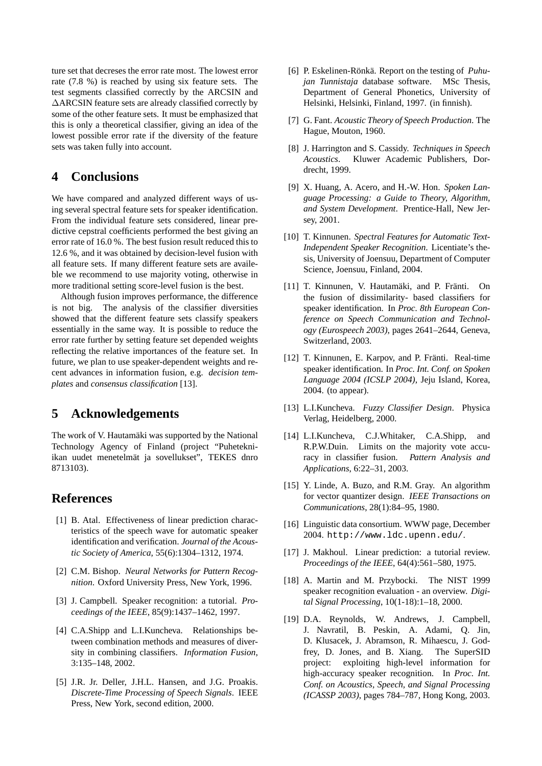ture set that decreses the error rate most. The lowest error rate (7.8 %) is reached by using six feature sets. The test segments classified correctly by the ARCSIN and ΔARCSIN feature sets are already classified correctly by some of the other feature sets. It must be emphasized that this is only a theoretical classifier, giving an idea of the lowest possible error rate if the diversity of the feature sets was taken fully into account.

# 4 Conclusions

We have compared and analyzed different ways of using several spectral feature sets for speaker identification. From the individual feature sets considered, linear predictive cepstral coefficients performed the best giving an error rate of 16.0 %. The best fusion result reduced this to 12.6 %, and it was obtained by decision-level fusion with all feature sets. If many different feature sets are availeble we recommend to use majority voting, otherwise in more traditional setting score-level fusion is the best.

Although fusion improves performance, the difference is not big. The analysis of the classifier diversities showed that the different feature sets classify speakers essentially in the same way. It is possible to reduce the error rate further by setting feature set depended weights reflecting the relative importances of the feature set. In future, we plan to use speaker-dependent weights and recent advances in information fusion, e.g. *decision templates* and *consensus classification* [13].

# 5 Acknowledgements

The work of V. Hautamäki was supported by the National Technology Agency of Finland (project "Puhetekniikan uudet menetelmät ja sovellukset", TEKES dnro 8713103).

# References

[1] B. Atal. Effectiveness of linear prediction characteristics of the speech wave for automatic speaker identification and verification. *Journal of the Acoustic Society of America*, 55(6):1304–1312, 1974.

[2] C.M. Bishop. *Neural Networks for Pattern Recognition*. Oxford University Press, New York, 1996.

[3] J. Campbell. Speaker recognition: a tutorial. *Proceedings of the IEEE*, 85(9):1437–1462, 1997.

[4] C.A.Shipp and L.I.Kuncheva. Relationships between combination methods and measures of diversity in combining classifiers. *Information Fusion*, 3:135–148, 2002.

[5] J.R. Jr. Deller, J.H.L. Hansen, and J.G. Proakis. *Discrete-Time Processing of Speech Signals*. IEEE Press, New York, second edition, 2000.

[6] P. Eskelinen-Rönkä. Report on the testing of *Puhujan Tunnistaja* database software. MSc Thesis, Department of General Phonetics, University of Helsinki, Helsinki, Finland, 1997. (in finnish).

[7] G. Fant. *Acoustic Theory of Speech Production*. The Hague, Mouton, 1960.

[8] J. Harrington and S. Cassidy. *Techniques in Speech Acoustics*. Kluwer Academic Publishers, Dordrecht, 1999.

[9] X. Huang, A. Acero, and H.-W. Hon. *Spoken Language Processing: a Guide to Theory, Algorithm, and System Development*. Prentice-Hall, New Jersey, 2001.

[10] T. Kinnunen. *Spectral Features for Automatic Text-Independent Speaker Recognition*. Licentiate's thesis, University of Joensuu, Department of Computer Science, Joensuu, Finland, 2004.

[11] T. Kinnunen, V. Hautamäki, and P. Fränti. On the fusion of dissimilarity- based classifiers for speaker identification. In *Proc. 8th European Conference on Speech Communication and Technology (Eurospeech 2003)*, pages 2641–2644, Geneva, Switzerland, 2003.

[12] T. Kinnunen, E. Karpov, and P. Fränti. Real-time speaker identification. In *Proc. Int. Conf. on Spoken Language 2004 (ICSLP 2004)*, Jeju Island, Korea, 2004. (to appear).

[13] L.I.Kuncheva. *Fuzzy Classifier Design*. Physica Verlag, Heidelberg, 2000.

[14] L.I.Kuncheva, C.J.Whitaker, C.A.Shipp, and R.P.W.Duin. Limits on the majority vote accuracy in classifier fusion. *Pattern Analysis and Applications*, 6:22–31, 2003.

[15] Y. Linde, A. Buzo, and R.M. Gray. An algorithm for vector quantizer design. *IEEE Transactions on Communications*, 28(1):84–95, 1980.

[16] Linguistic data consortium. WWW page, December 2004. `http://www.ldc.upenn.edu/`.

[17] J. Makhoul. Linear prediction: a tutorial review. *Proceedings of the IEEE*, 64(4):561–580, 1975.

[18] A. Martin and M. Przybocki. The NIST 1999 speaker recognition evaluation - an overview. *Digital Signal Processing*, 10(1-18):1–18, 2000.

[19] D.A. Reynolds, W. Andrews, J. Campbell, J. Navratil, B. Peskin, A. Adami, Q. Jin, D. Klusacek, J. Abramson, R. Mihaescu, J. Godfrey, D. Jones, and B. Xiang. The SuperSID project: exploiting high-level information for high-accuracy speaker recognition. In *Proc. Int. Conf. on Acoustics, Speech, and Signal Processing (ICASSP 2003)*, pages 784–787, Hong Kong, 2003.